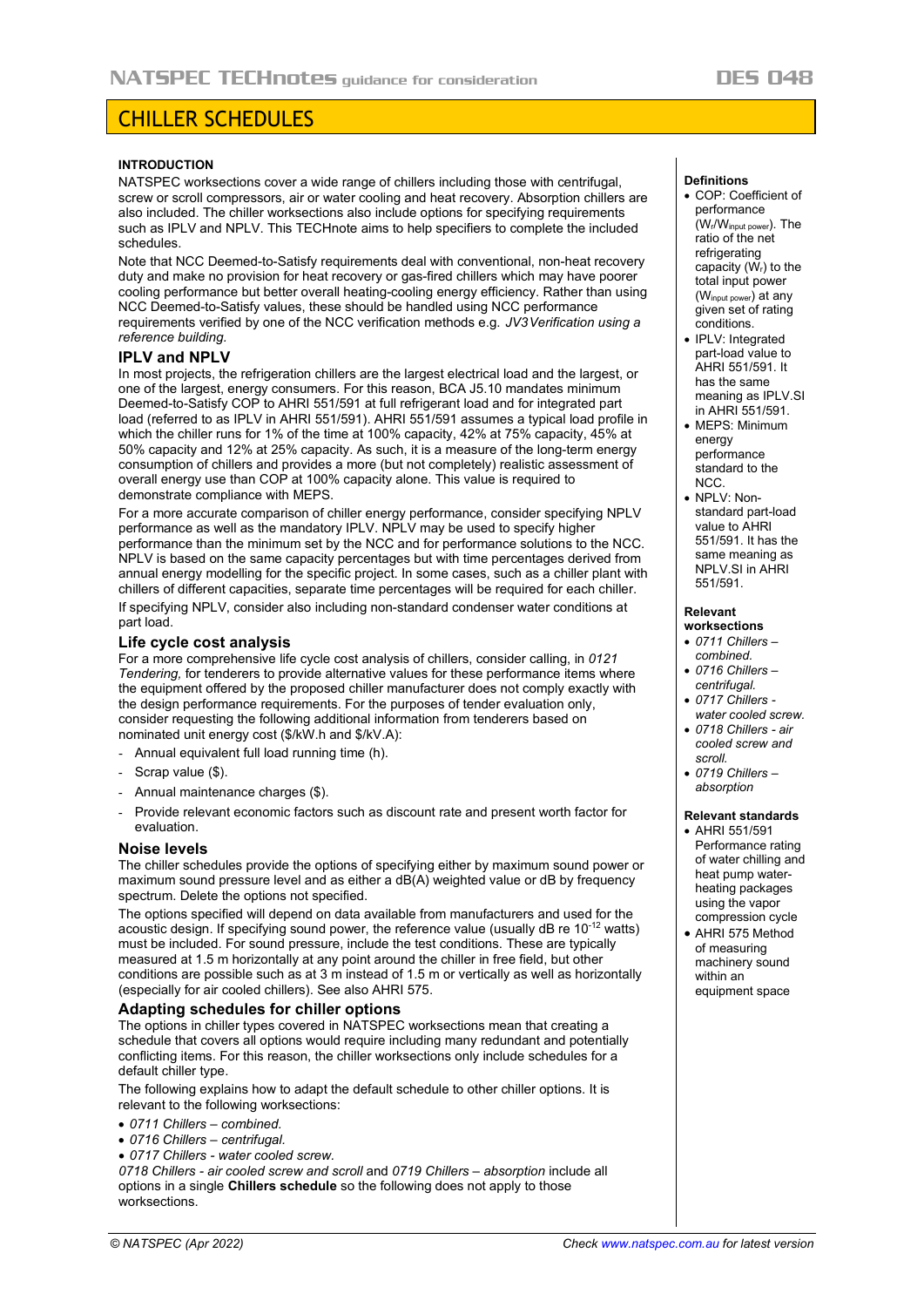# CHILLER SCHEDULES

## INTRODUCTION

NATSPEC worksections cover a wide range of chillers including those with centrifugal, screw or scroll compressors, air or water cooling and heat recovery. Absorption chillers are also included. The chiller worksections also include options for specifying requirements such as IPLV and NPLV. This TECHnote aims to help specifiers to complete the included schedules.

Note that NCC Deemed-to-Satisfy requirements deal with conventional, non-heat recovery duty and make no provision for heat recovery or gas-fired chillers which may have poorer cooling performance but better overall heating-cooling energy efficiency. Rather than using NCC Deemed-to-Satisfy values, these should be handled using NCC performance requirements verified by one of the NCC verification methods e.g. *JV3 Verification using a reference building.*

## IPLV and NPLV

In most projects, the refrigeration chillers are the largest electrical load and the largest, or one of the largest, energy consumers. For this reason, BCA J5.10 mandates minimum Deemed-to-Satisfy COP to AHRI 551/591 at full refrigerant load and for integrated part load (referred to as IPLV in AHRI 551/591). AHRI 551/591 assumes a typical load profile in which the chiller runs for 1% of the time at 100% capacity, 42% at 75% capacity, 45% at 50% capacity and 12% at 25% capacity. As such, it is a measure of the long-term energy consumption of chillers and provides a more (but not completely) realistic assessment of overall energy use than COP at 100% capacity alone. This value is required to demonstrate compliance with MEPS.

For a more accurate comparison of chiller energy performance, consider specifying NPLV performance as well as the mandatory IPLV. NPLV may be used to specify higher performance than the minimum set by the NCC and for performance solutions to the NCC. NPLV is based on the same capacity percentages but with time percentages derived from annual energy modelling for the specific project. In some cases, such as a chiller plant with chillers of different capacities, separate time percentages will be required for each chiller.

If specifying NPLV, consider also including non-standard condenser water conditions at part load.

## Life cycle cost analysis

For a more comprehensive life cycle cost analysis of chillers, consider calling, in *0121 Tendering,* for tenderers to provide alternative values for these performance items where the equipment offered by the proposed chiller manufacturer does not comply exactly with the design performance requirements. For the purposes of tender evaluation only, consider requesting the following additional information from tenderers based on nominated unit energy cost ($/kW.h and $/kV.A):

- Annual equivalent full load running time (h).
- Scrap value ($).
- Annual maintenance charges ($).
- Provide relevant economic factors such as discount rate and present worth factor for evaluation.

## Noise levels

The chiller schedules provide the options of specifying either by maximum sound power or maximum sound pressure level and as either a dB(A) weighted value or dB by frequency spectrum. Delete the options not specified.

The options specified will depend on data available from manufacturers and used for the acoustic design. If specifying sound power, the reference value (usually dB re $10^{-12}$ watts) must be included. For sound pressure, include the test conditions. These are typically measured at 1.5 m horizontally at any point around the chiller in free field, but other conditions are possible such as at 3 m instead of 1.5 m or vertically as well as horizontally (especially for air cooled chillers). See also AHRI 575.

## Adapting schedules for chiller options

The options in chiller types covered in NATSPEC worksections mean that creating a schedule that covers all options would require including many redundant and potentially conflicting items. For this reason, the chiller worksections only include schedules for a default chiller type.

The following explains how to adapt the default schedule to other chiller options. It is relevant to the following worksections:

- *0711 Chillers – combined.*
- *0716 Chillers – centrifugal.*
- *0717 Chillers - water cooled screw.*

*0718 Chillers - air cooled screw and scroll* and *0719 Chillers – absorption* include all options in a single **Chillers schedule** so the following does not apply to those worksections.

### Definitions

- COP: Coefficient of performance ($W_r/W_{input\ power}$). The ratio of the net refrigerating capacity ($W_r$) to the total input power ($W_{input\ power}$) at any given set of rating conditions.
- IPLV: Integrated part-load value to AHRI 551/591. It has the same meaning as IPLV.SI in AHRI 551/591.
- MEPS: Minimum energy performance standard to the NCC.
- NPLV: Non-standard part-load value to AHRI 551/591. It has the same meaning as NPLV.SI in AHRI 551/591.

### Relevant worksections

- *0711 Chillers – combined.*
- *0716 Chillers – centrifugal.*
- *0717 Chillers - water cooled screw.*
- *0718 Chillers - air cooled screw and scroll.*
- *0719 Chillers – absorption*

### Relevant standards

- AHRI 551/591 Performance rating of water chilling and heat pump water-heating packages using the vapor compression cycle
- AHRI 575 Method of measuring machinery sound within an equipment space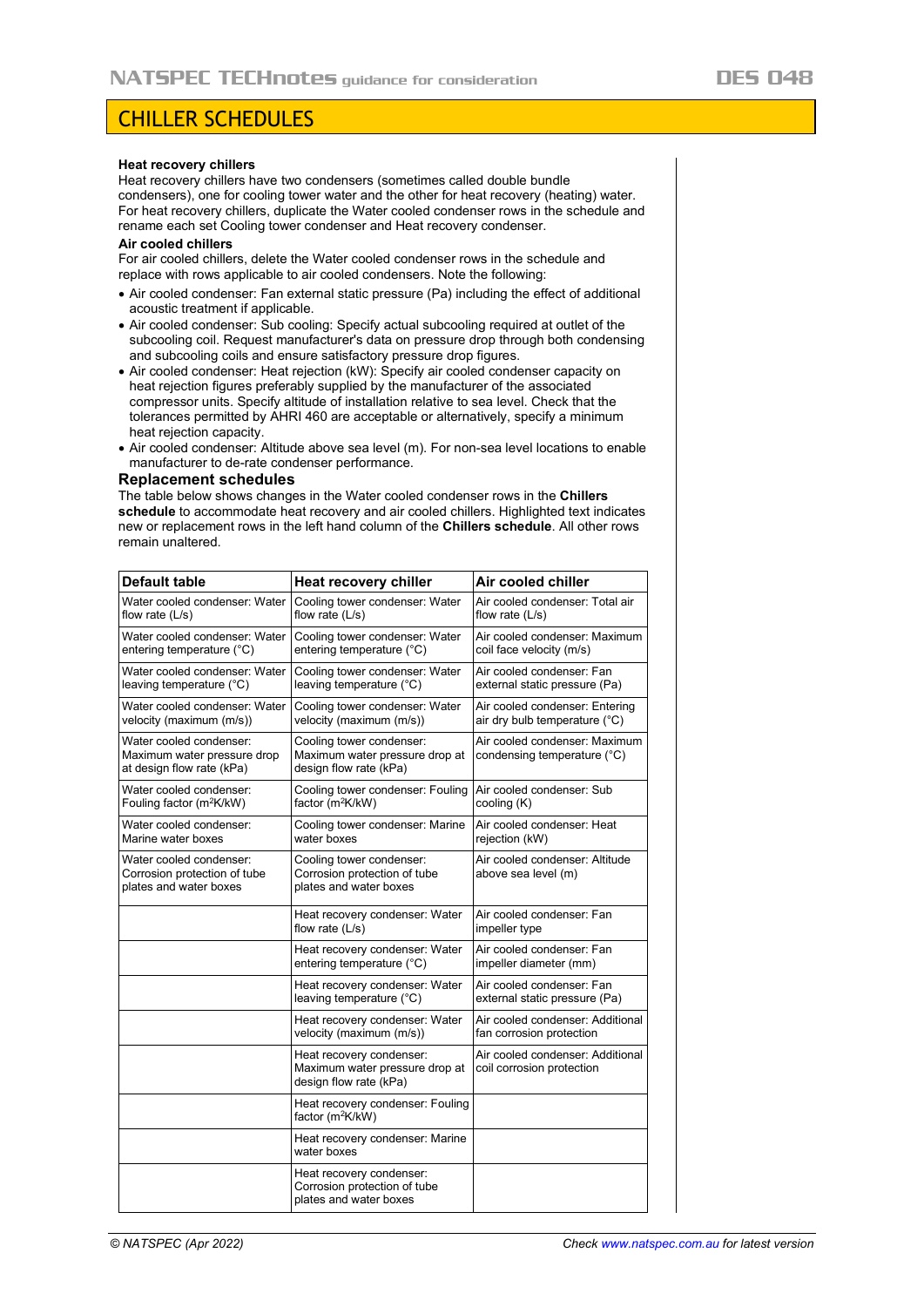## CHILLER SCHEDULES

**Heat recovery chillers**

Heat recovery chillers have two condensers (sometimes called double bundle condensers), one for cooling tower water and the other for heat recovery (heating) water. For heat recovery chillers, duplicate the Water cooled condenser rows in the schedule and rename each set Cooling tower condenser and Heat recovery condenser.

**Air cooled chillers**

For air cooled chillers, delete the Water cooled condenser rows in the schedule and replace with rows applicable to air cooled condensers. Note the following:

- Air cooled condenser: Fan external static pressure (Pa) including the effect of additional acoustic treatment if applicable.
- Air cooled condenser: Sub cooling: Specify actual subcooling required at outlet of the subcooling coil. Request manufacturer's data on pressure drop through both condensing and subcooling coils and ensure satisfactory pressure drop figures.
- Air cooled condenser: Heat rejection (kW): Specify air cooled condenser capacity on heat rejection figures preferably supplied by the manufacturer of the associated compressor units. Specify altitude of installation relative to sea level. Check that the tolerances permitted by AHRI 460 are acceptable or alternatively, specify a minimum heat rejection capacity.
- Air cooled condenser: Altitude above sea level (m). For non-sea level locations to enable manufacturer to de-rate condenser performance.

### Replacement schedules

The table below shows changes in the Water cooled condenser rows in the **Chillers schedule** to accommodate heat recovery and air cooled chillers. Highlighted text indicates new or replacement rows in the left hand column of the **Chillers schedule**. All other rows remain unaltered.

| Default table | Heat recovery chiller | Air cooled chiller |
|---|---|---|
| Water cooled condenser: Water flow rate (L/s) | Cooling tower condenser: Water flow rate (L/s) | Air cooled condenser: Total air flow rate (L/s) |
| Water cooled condenser: Water entering temperature (°C) | Cooling tower condenser: Water entering temperature (°C) | Air cooled condenser: Maximum coil face velocity (m/s) |
| Water cooled condenser: Water leaving temperature (°C) | Cooling tower condenser: Water leaving temperature (°C) | Air cooled condenser: Fan external static pressure (Pa) |
| Water cooled condenser: Water velocity (maximum (m/s)) | Cooling tower condenser: Water velocity (maximum (m/s)) | Air cooled condenser: Entering air dry bulb temperature (°C) |
| Water cooled condenser: Maximum water pressure drop at design flow rate (kPa) | Cooling tower condenser: Maximum water pressure drop at design flow rate (kPa) | Air cooled condenser: Maximum condensing temperature (°C) |
| Water cooled condenser: Fouling factor ($m^2K/kW$) | Cooling tower condenser: Fouling factor ($m^2K/kW$) | Air cooled condenser: Sub cooling (K) |
| Water cooled condenser: Marine water boxes | Cooling tower condenser: Marine water boxes | Air cooled condenser: Heat rejection (kW) |
| Water cooled condenser: Corrosion protection of tube plates and water boxes | Cooling tower condenser: Corrosion protection of tube plates and water boxes | Air cooled condenser: Altitude above sea level (m) |
| | Heat recovery condenser: Water flow rate (L/s) | Air cooled condenser: Fan impeller type |
| | Heat recovery condenser: Water entering temperature (°C) | Air cooled condenser: Fan impeller diameter (mm) |
| | Heat recovery condenser: Water leaving temperature (°C) | Air cooled condenser: Fan external static pressure (Pa) |
| | Heat recovery condenser: Water velocity (maximum (m/s)) | Air cooled condenser: Additional fan corrosion protection |
| | Heat recovery condenser: Maximum water pressure drop at design flow rate (kPa) | Air cooled condenser: Additional coil corrosion protection |
| | Heat recovery condenser: Fouling factor ($m^2K/kW$) | |
| | Heat recovery condenser: Marine water boxes | |
| | Heat recovery condenser: Corrosion protection of tube plates and water boxes | |